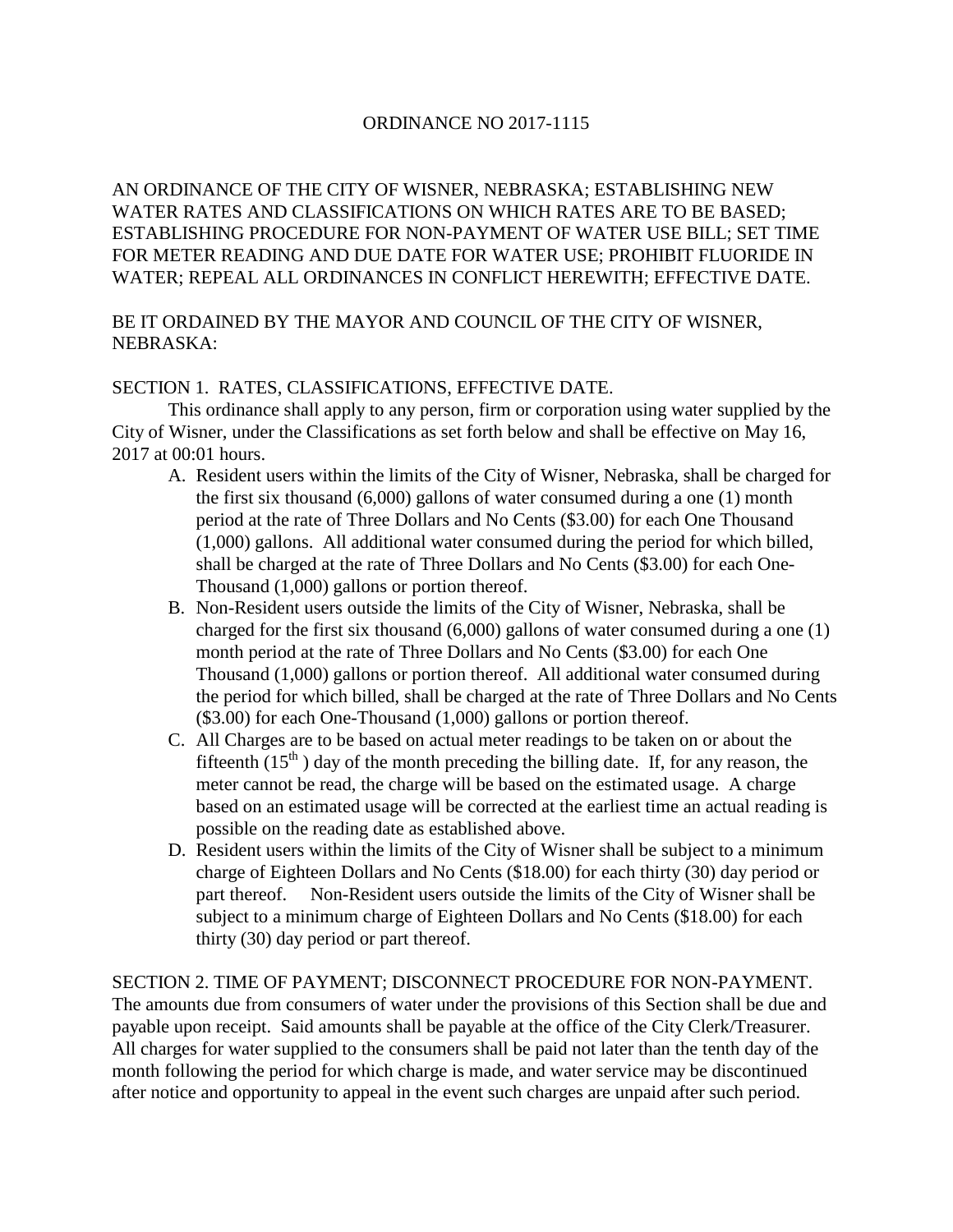ORDINANCE NO 2017-1115

AN ORDINANCE OF THE CITY OF WISNER, NEBRASKA; ESTABLISHING NEW WATER RATES AND CLASSIFICATIONS ON WHICH RATES ARE TO BE BASED; ESTABLISHING PROCEDURE FOR NON-PAYMENT OF WATER USE BILL; SET TIME FOR METER READING AND DUE DATE FOR WATER USE; PROHIBIT FLUORIDE IN WATER; REPEAL ALL ORDINANCES IN CONFLICT HEREWITH; EFFECTIVE DATE.

BE IT ORDAINED BY THE MAYOR AND COUNCIL OF THE CITY OF WISNER, NEBRASKA:

SECTION 1. RATES, CLASSIFICATIONS, EFFECTIVE DATE.

This ordinance shall apply to any person, firm or corporation using water supplied by the City of Wisner, under the Classifications as set forth below and shall be effective on May 16, 2017 at 00:01 hours.

A. Resident users within the limits of the City of Wisner, Nebraska, shall be charged for the first six thousand (6,000) gallons of water consumed during a one (1) month period at the rate of Three Dollars and No Cents ($3.00) for each One Thousand (1,000) gallons. All additional water consumed during the period for which billed, shall be charged at the rate of Three Dollars and No Cents ($3.00) for each One-Thousand (1,000) gallons or portion thereof.

B. Non-Resident users outside the limits of the City of Wisner, Nebraska, shall be charged for the first six thousand (6,000) gallons of water consumed during a one (1) month period at the rate of Three Dollars and No Cents ($3.00) for each One Thousand (1,000) gallons or portion thereof. All additional water consumed during the period for which billed, shall be charged at the rate of Three Dollars and No Cents ($3.00) for each One-Thousand (1,000) gallons or portion thereof.

C. All Charges are to be based on actual meter readings to be taken on or about the fifteenth (15th) day of the month preceding the billing date. If, for any reason, the meter cannot be read, the charge will be based on the estimated usage. A charge based on an estimated usage will be corrected at the earliest time an actual reading is possible on the reading date as established above.

D. Resident users within the limits of the City of Wisner shall be subject to a minimum charge of Eighteen Dollars and No Cents ($18.00) for each thirty (30) day period or part thereof. Non-Resident users outside the limits of the City of Wisner shall be subject to a minimum charge of Eighteen Dollars and No Cents ($18.00) for each thirty (30) day period or part thereof.

SECTION 2. TIME OF PAYMENT; DISCONNECT PROCEDURE FOR NON-PAYMENT.

The amounts due from consumers of water under the provisions of this Section shall be due and payable upon receipt. Said amounts shall be payable at the office of the City Clerk/Treasurer. All charges for water supplied to the consumers shall be paid not later than the tenth day of the month following the period for which charge is made, and water service may be discontinued after notice and opportunity to appeal in the event such charges are unpaid after such period.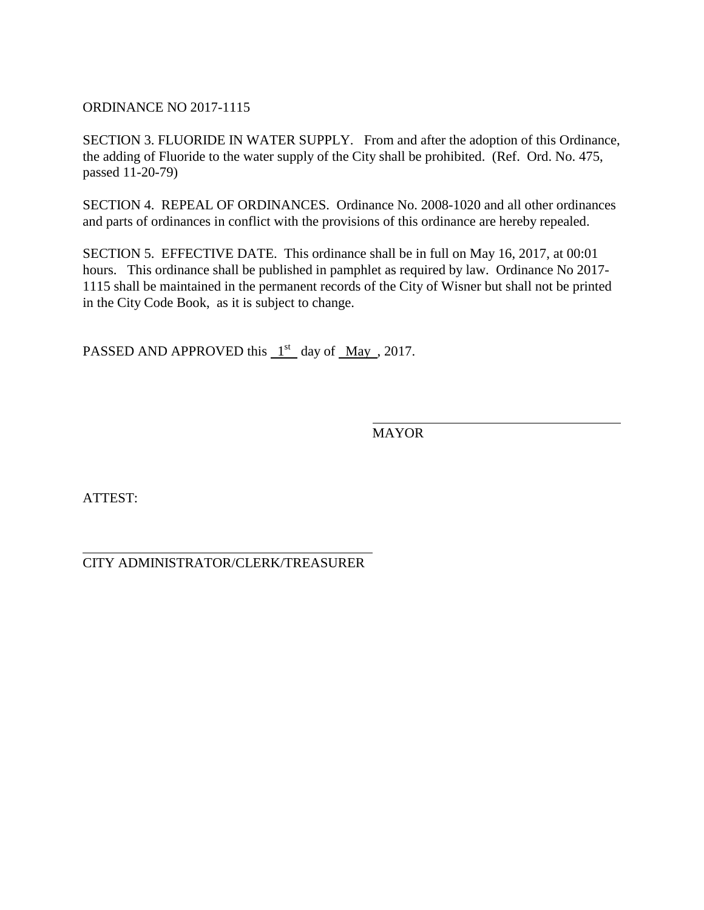ORDINANCE NO 2017-1115

SECTION 3. FLUORIDE IN WATER SUPPLY. From and after the adoption of this Ordinance, the adding of Fluoride to the water supply of the City shall be prohibited. (Ref. Ord. No. 475, passed 11-20-79)

SECTION 4. REPEAL OF ORDINANCES. Ordinance No. 2008-1020 and all other ordinances and parts of ordinances in conflict with the provisions of this ordinance are hereby repealed.

SECTION 5. EFFECTIVE DATE. This ordinance shall be in full on May 16, 2017, at 00:01 hours. This ordinance shall be published in pamphlet as required by law. Ordinance No 2017-1115 shall be maintained in the permanent records of the City of Wisner but shall not be printed in the City Code Book, as it is subject to change.

PASSED AND APPROVED this 1st day of May, 2017.

\_\_\_\_\_\_\_\_\_\_\_\_\_\_\_\_\_\_\_\_\_\_\_\_\_\_\_\_\_\_\_\_\_\_\_\_\_\_\_\_

MAYOR

ATTEST:

\_\_\_\_\_\_\_\_\_\_\_\_\_\_\_\_\_\_\_\_\_\_\_\_\_\_\_\_\_\_\_\_\_\_\_\_\_\_\_\_\_\_\_\_\_\_

CITY ADMINISTRATOR/CLERK/TREASURER